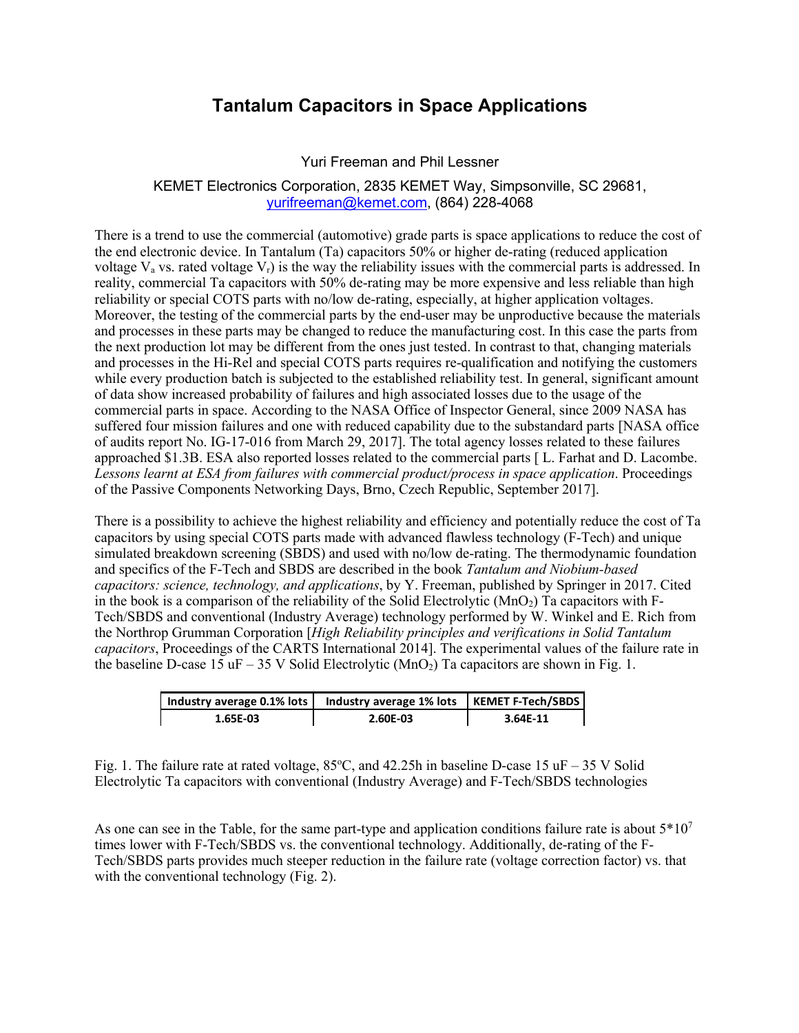# Tantalum Capacitors in Space Applications

Yuri Freeman and Phil Lessner

KEMET Electronics Corporation, 2835 KEMET Way, Simpsonville, SC 29681, yurifreeman@kemet.com, (864) 228-4068

There is a trend to use the commercial (automotive) grade parts is space applications to reduce the cost of the end electronic device. In Tantalum (Ta) capacitors 50% or higher de-rating (reduced application voltage $V_a$ vs. rated voltage $V_r$) is the way the reliability issues with the commercial parts is addressed. In reality, commercial Ta capacitors with 50% de-rating may be more expensive and less reliable than high reliability or special COTS parts with no/low de-rating, especially, at higher application voltages. Moreover, the testing of the commercial parts by the end-user may be unproductive because the materials and processes in these parts may be changed to reduce the manufacturing cost. In this case the parts from the next production lot may be different from the ones just tested. In contrast to that, changing materials and processes in the Hi-Rel and special COTS parts requires re-qualification and notifying the customers while every production batch is subjected to the established reliability test. In general, significant amount of data show increased probability of failures and high associated losses due to the usage of the commercial parts in space. According to the NASA Office of Inspector General, since 2009 NASA has suffered four mission failures and one with reduced capability due to the substandard parts [NASA office of audits report No. IG-17-016 from March 29, 2017]. The total agency losses related to these failures approached $1.3B. ESA also reported losses related to the commercial parts [ L. Farhat and D. Lacombe. *Lessons learnt at ESA from failures with commercial product/process in space application*. Proceedings of the Passive Components Networking Days, Brno, Czech Republic, September 2017].

There is a possibility to achieve the highest reliability and efficiency and potentially reduce the cost of Ta capacitors by using special COTS parts made with advanced flawless technology (F-Tech) and unique simulated breakdown screening (SBDS) and used with no/low de-rating. The thermodynamic foundation and specifics of the F-Tech and SBDS are described in the book *Tantalum and Niobium-based capacitors: science, technology, and applications*, by Y. Freeman, published by Springer in 2017. Cited in the book is a comparison of the reliability of the Solid Electrolytic ($MnO_2$) Ta capacitors with F-Tech/SBDS and conventional (Industry Average) technology performed by W. Winkel and E. Rich from the Northrop Grumman Corporation [*High Reliability principles and verifications in Solid Tantalum capacitors*, Proceedings of the CARTS International 2014]. The experimental values of the failure rate in the baseline D-case 15 uF – 35 V Solid Electrolytic ($MnO_2$) Ta capacitors are shown in Fig. 1.

| Industry average 0.1% lots | Industry average 1% lots | KEMET F-Tech/SBDS |
|---|---|---|
| 1.65E-03 | 2.60E-03 | 3.64E-11 |

Fig. 1. The failure rate at rated voltage, 85°C, and 42.25h in baseline D-case 15 uF – 35 V Solid Electrolytic Ta capacitors with conventional (Industry Average) and F-Tech/SBDS technologies

As one can see in the Table, for the same part-type and application conditions failure rate is about $5*10^7$ times lower with F-Tech/SBDS vs. the conventional technology. Additionally, de-rating of the F-Tech/SBDS parts provides much steeper reduction in the failure rate (voltage correction factor) vs. that with the conventional technology (Fig. 2).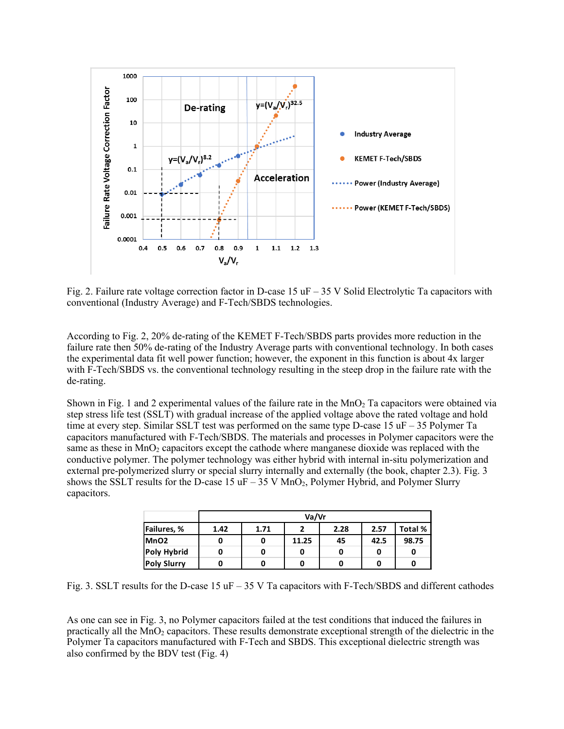Fig. 2. Failure rate voltage correction factor in D-case 15 uF – 35 V Solid Electrolytic Ta capacitors with conventional (Industry Average) and F-Tech/SBDS technologies.

According to Fig. 2, 20% de-rating of the KEMET F-Tech/SBDS parts provides more reduction in the failure rate then 50% de-rating of the Industry Average parts with conventional technology. In both cases the experimental data fit well power function; however, the exponent in this function is about 4x larger with F-Tech/SBDS vs. the conventional technology resulting in the steep drop in the failure rate with the de-rating.

Shown in Fig. 1 and 2 experimental values of the failure rate in the $MnO_2$ Ta capacitors were obtained via step stress life test (SSLT) with gradual increase of the applied voltage above the rated voltage and hold time at every step. Similar SSLT test was performed on the same type D-case 15 uF – 35 Polymer Ta capacitors manufactured with F-Tech/SBDS. The materials and processes in Polymer capacitors were the same as these in $MnO_2$ capacitors except the cathode where manganese dioxide was replaced with the conductive polymer. The polymer technology was either hybrid with internal in-situ polymerization and external pre-polymerized slurry or special slurry internally and externally (the book, chapter 2.3). Fig. 3 shows the SSLT results for the D-case 15 uF – 35 V $MnO_2$, Polymer Hybrid, and Polymer Slurry capacitors.

| | Va/Vr | | | | | |
|---|---|---|---|---|---|---|
| **Failures, %** | **1.42** | **1.71** | **2** | **2.28** | **2.57** | **Total %** |
| **MnO2** | 0 | 0 | 11.25 | 45 | 42.5 | 98.75 |
| **Poly Hybrid** | 0 | 0 | 0 | 0 | 0 | 0 |
| **Poly Slurry** | 0 | 0 | 0 | 0 | 0 | 0 |

Fig. 3. SSLT results for the D-case 15 uF – 35 V Ta capacitors with F-Tech/SBDS and different cathodes

As one can see in Fig. 3, no Polymer capacitors failed at the test conditions that induced the failures in practically all the $MnO_2$ capacitors. These results demonstrate exceptional strength of the dielectric in the Polymer Ta capacitors manufactured with F-Tech and SBDS. This exceptional dielectric strength was also confirmed by the BDV test (Fig. 4)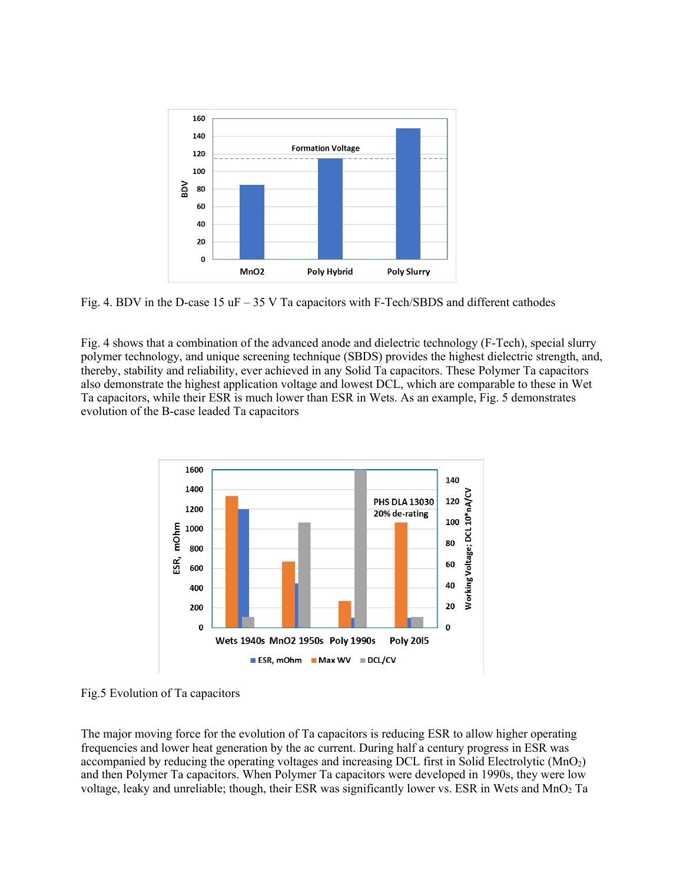Fig. 4. BDV in the D-case 15 uF – 35 V Ta capacitors with F-Tech/SBDS and different cathodes

Fig. 4 shows that a combination of the advanced anode and dielectric technology (F-Tech), special slurry polymer technology, and unique screening technique (SBDS) provides the highest dielectric strength, and, thereby, stability and reliability, ever achieved in any Solid Ta capacitors. These Polymer Ta capacitors also demonstrate the highest application voltage and lowest DCL, which are comparable to these in Wet Ta capacitors, while their ESR is much lower than ESR in Wets. As an example, Fig. 5 demonstrates evolution of the B-case leaded Ta capacitors

Fig.5 Evolution of Ta capacitors

The major moving force for the evolution of Ta capacitors is reducing ESR to allow higher operating frequencies and lower heat generation by the ac current. During half a century progress in ESR was accompanied by reducing the operating voltages and increasing DCL first in Solid Electrolytic ($MnO_2$) and then Polymer Ta capacitors. When Polymer Ta capacitors were developed in 1990s, they were low voltage, leaky and unreliable; though, their ESR was significantly lower vs. ESR in Wets and $MnO_2$ Ta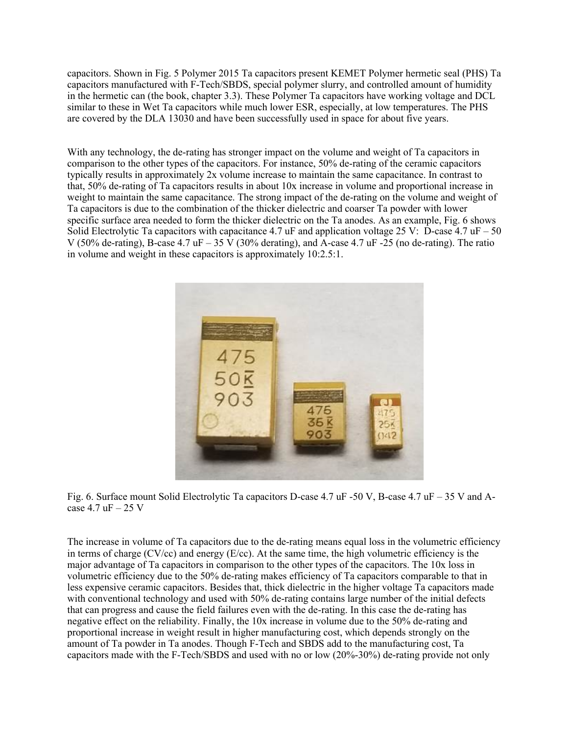capacitors. Shown in Fig. 5 Polymer 2015 Ta capacitors present KEMET Polymer hermetic seal (PHS) Ta capacitors manufactured with F-Tech/SBDS, special polymer slurry, and controlled amount of humidity in the hermetic can (the book, chapter 3.3). These Polymer Ta capacitors have working voltage and DCL similar to these in Wet Ta capacitors while much lower ESR, especially, at low temperatures. The PHS are covered by the DLA 13030 and have been successfully used in space for about five years.

With any technology, the de-rating has stronger impact on the volume and weight of Ta capacitors in comparison to the other types of the capacitors. For instance, 50% de-rating of the ceramic capacitors typically results in approximately 2x volume increase to maintain the same capacitance. In contrast to that, 50% de-rating of Ta capacitors results in about 10x increase in volume and proportional increase in weight to maintain the same capacitance. The strong impact of the de-rating on the volume and weight of Ta capacitors is due to the combination of the thicker dielectric and coarser Ta powder with lower specific surface area needed to form the thicker dielectric on the Ta anodes. As an example, Fig. 6 shows Solid Electrolytic Ta capacitors with capacitance 4.7 uF and application voltage 25 V: D-case 4.7 uF – 50 V (50% de-rating), B-case 4.7 uF – 35 V (30% derating), and A-case 4.7 uF -25 (no de-rating). The ratio in volume and weight in these capacitors is approximately 10:2.5:1.

Fig. 6. Surface mount Solid Electrolytic Ta capacitors D-case 4.7 uF -50 V, B-case 4.7 uF – 35 V and A-case 4.7 uF – 25 V

The increase in volume of Ta capacitors due to the de-rating means equal loss in the volumetric efficiency in terms of charge (CV/cc) and energy (E/cc). At the same time, the high volumetric efficiency is the major advantage of Ta capacitors in comparison to the other types of the capacitors. The 10x loss in volumetric efficiency due to the 50% de-rating makes efficiency of Ta capacitors comparable to that in less expensive ceramic capacitors. Besides that, thick dielectric in the higher voltage Ta capacitors made with conventional technology and used with 50% de-rating contains large number of the initial defects that can progress and cause the field failures even with the de-rating. In this case the de-rating has negative effect on the reliability. Finally, the 10x increase in volume due to the 50% de-rating and proportional increase in weight result in higher manufacturing cost, which depends strongly on the amount of Ta powder in Ta anodes. Though F-Tech and SBDS add to the manufacturing cost, Ta capacitors made with the F-Tech/SBDS and used with no or low (20%-30%) de-rating provide not only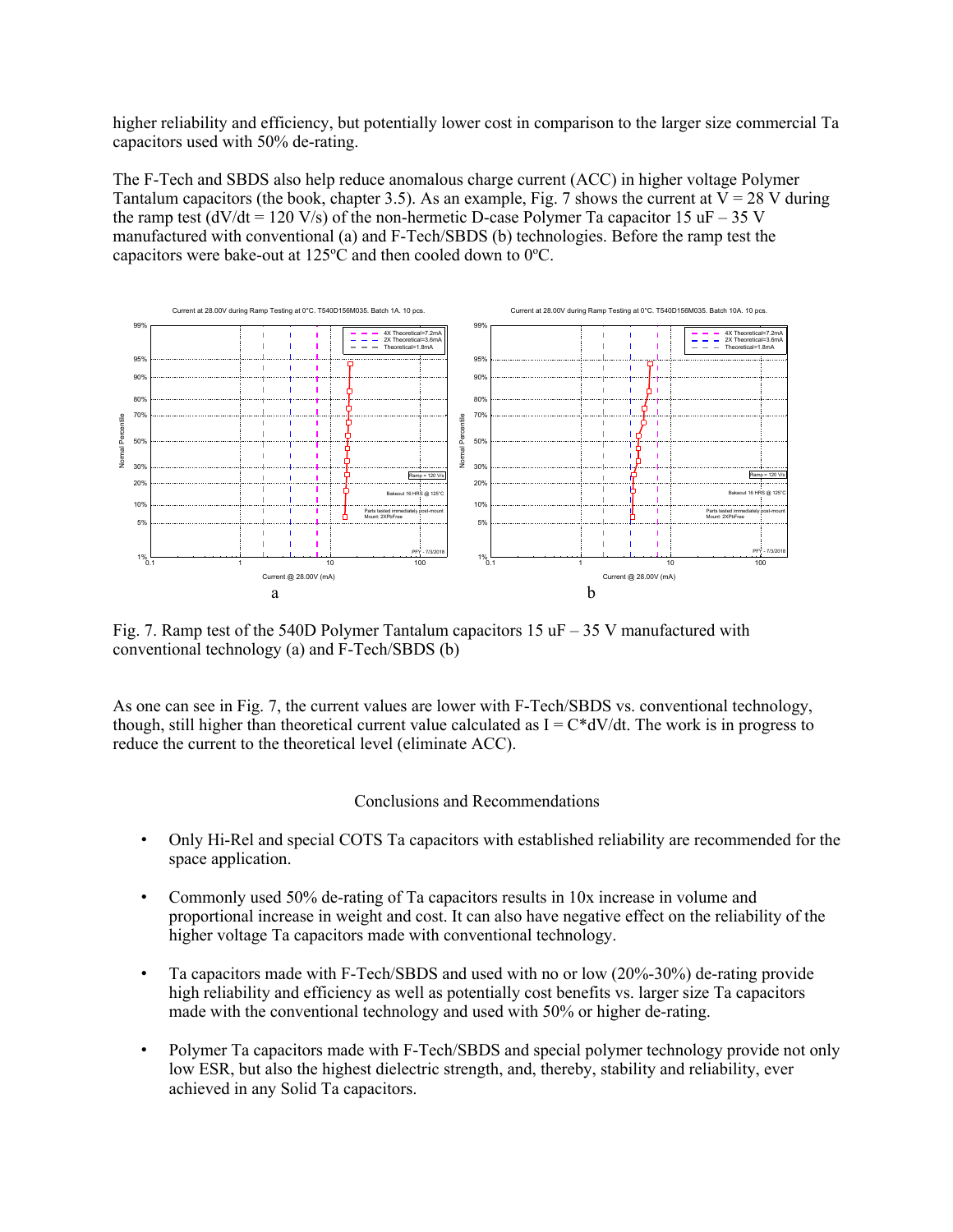higher reliability and efficiency, but potentially lower cost in comparison to the larger size commercial Ta capacitors used with 50% de-rating.

The F-Tech and SBDS also help reduce anomalous charge current (ACC) in higher voltage Polymer Tantalum capacitors (the book, chapter 3.5). As an example, Fig. 7 shows the current at V = 28 V during the ramp test (dV/dt = 120 V/s) of the non-hermetic D-case Polymer Ta capacitor 15 uF – 35 V manufactured with conventional (a) and F-Tech/SBDS (b) technologies. Before the ramp test the capacitors were bake-out at 125ºC and then cooled down to 0ºC.

Fig. 7. Ramp test of the 540D Polymer Tantalum capacitors 15 uF – 35 V manufactured with conventional technology (a) and F-Tech/SBDS (b)

As one can see in Fig. 7, the current values are lower with F-Tech/SBDS vs. conventional technology, though, still higher than theoretical current value calculated as I = C*dV/dt. The work is in progress to reduce the current to the theoretical level (eliminate ACC).

## Conclusions and Recommendations

- Only Hi-Rel and special COTS Ta capacitors with established reliability are recommended for the space application.

- Commonly used 50% de-rating of Ta capacitors results in 10x increase in volume and proportional increase in weight and cost. It can also have negative effect on the reliability of the higher voltage Ta capacitors made with conventional technology.

- Ta capacitors made with F-Tech/SBDS and used with no or low (20%-30%) de-rating provide high reliability and efficiency as well as potentially cost benefits vs. larger size Ta capacitors made with the conventional technology and used with 50% or higher de-rating.

- Polymer Ta capacitors made with F-Tech/SBDS and special polymer technology provide not only low ESR, but also the highest dielectric strength, and, thereby, stability and reliability, ever achieved in any Solid Ta capacitors.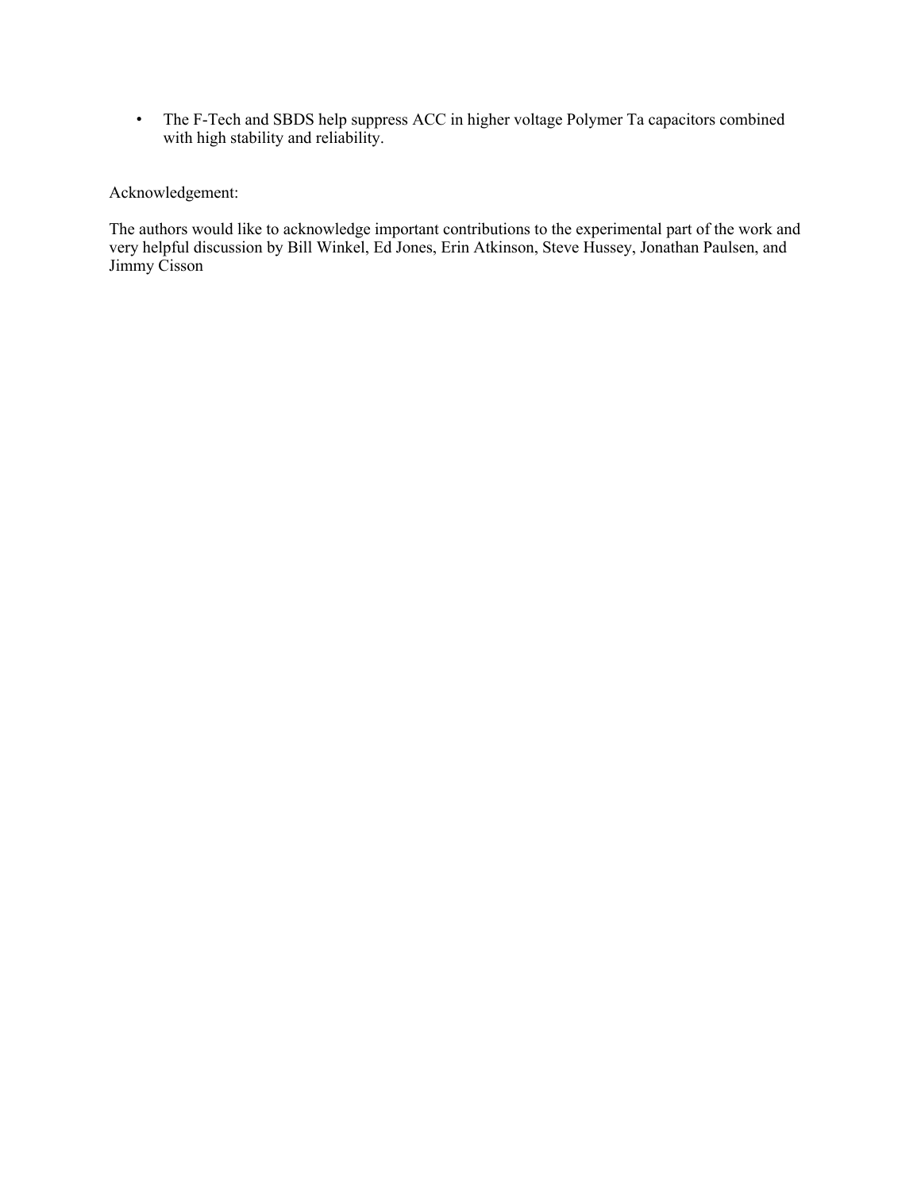- The F-Tech and SBDS help suppress ACC in higher voltage Polymer Ta capacitors combined with high stability and reliability.

Acknowledgement:

The authors would like to acknowledge important contributions to the experimental part of the work and very helpful discussion by Bill Winkel, Ed Jones, Erin Atkinson, Steve Hussey, Jonathan Paulsen, and Jimmy Cisson